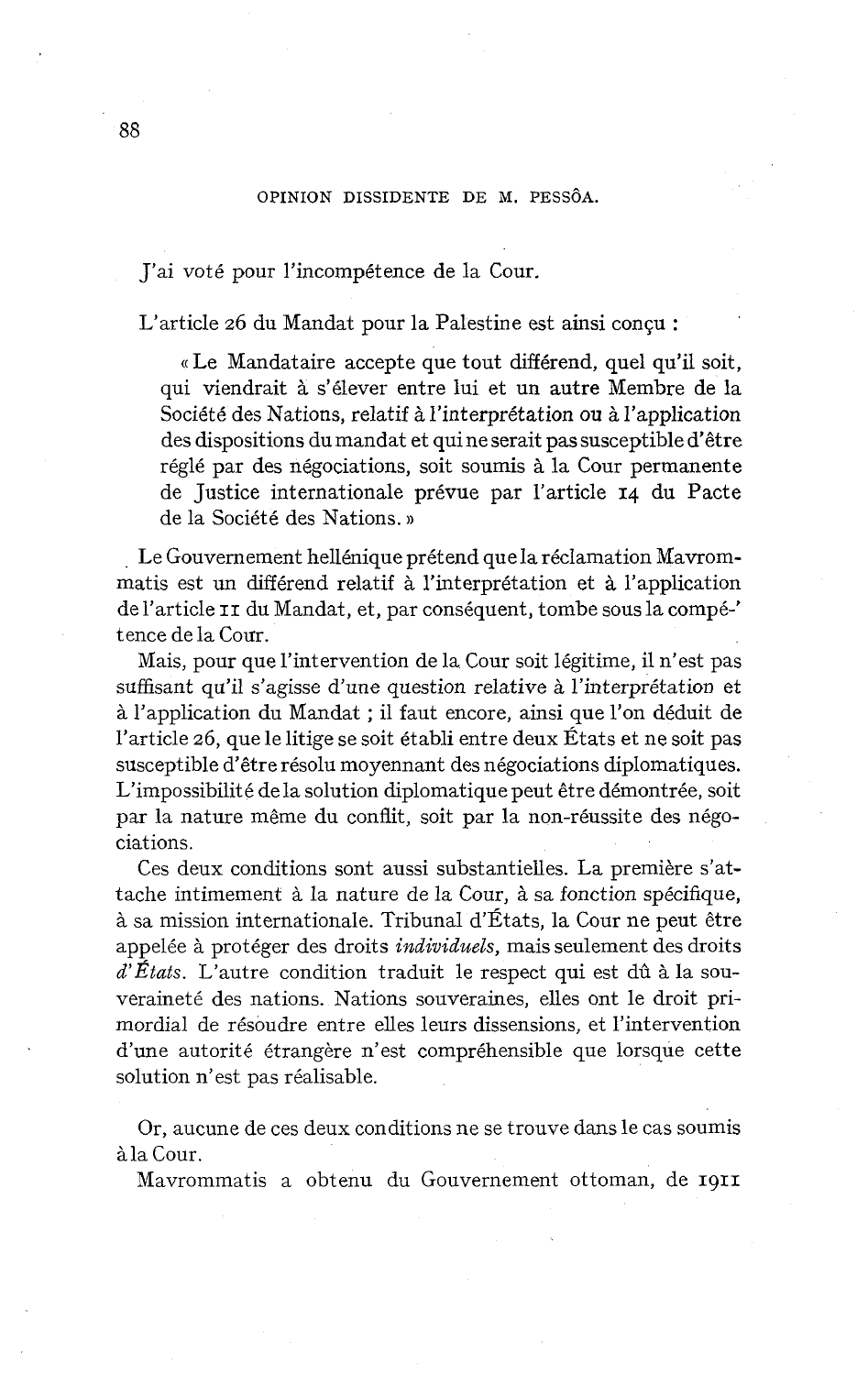## OPINION DISSIDENTE DE M. PESSÔA.

J'ai voté pour l'incompétence de la Cour.

L'article 26 du Mandat pour la Palestine est ainsi conçu :

> « Le Mandataire accepte que tout différend, quel qu'il soit, qui viendrait à s'élever entre lui et un autre Membre de la Société des Nations, relatif à l'interprétation ou à l'application des dispositions du mandat et qui ne serait pas susceptible d'être réglé par des négociations, soit soumis à la Cour permanente de Justice internationale prévue par l'article 14 du Pacte de la Société des Nations. »

Le Gouvernement hellénique prétend que la réclamation Mavrommatis est un différend relatif à l'interprétation et à l'application de l'article 11 du Mandat, et, par conséquent, tombe sous la compétence de la Cour.

Mais, pour que l'intervention de la Cour soit légitime, il n'est pas suffisant qu'il s'agisse d'une question relative à l'interprétation et à l'application du Mandat ; il faut encore, ainsi que l'on déduit de l'article 26, que le litige se soit établi entre deux États et ne soit pas susceptible d'être résolu moyennant des négociations diplomatiques. L'impossibilité de la solution diplomatique peut être démontrée, soit par la nature même du conflit, soit par la non-réussite des négociations.

Ces deux conditions sont aussi substantielles. La première s'attache intimement à la nature de la Cour, à sa fonction spécifique, à sa mission internationale. Tribunal d'États, la Cour ne peut être appelée à protéger des droits *individuels*, mais seulement des droits *d'États*. L'autre condition traduit le respect qui est dû à la souveraineté des nations. Nations souveraines, elles ont le droit primordial de résoudre entre elles leurs dissensions, et l'intervention d'une autorité étrangère n'est compréhensible que lorsque cette solution n'est pas réalisable.

Or, aucune de ces deux conditions ne se trouve dans le cas soumis à la Cour.

Mavrommatis a obtenu du Gouvernement ottoman, de 1911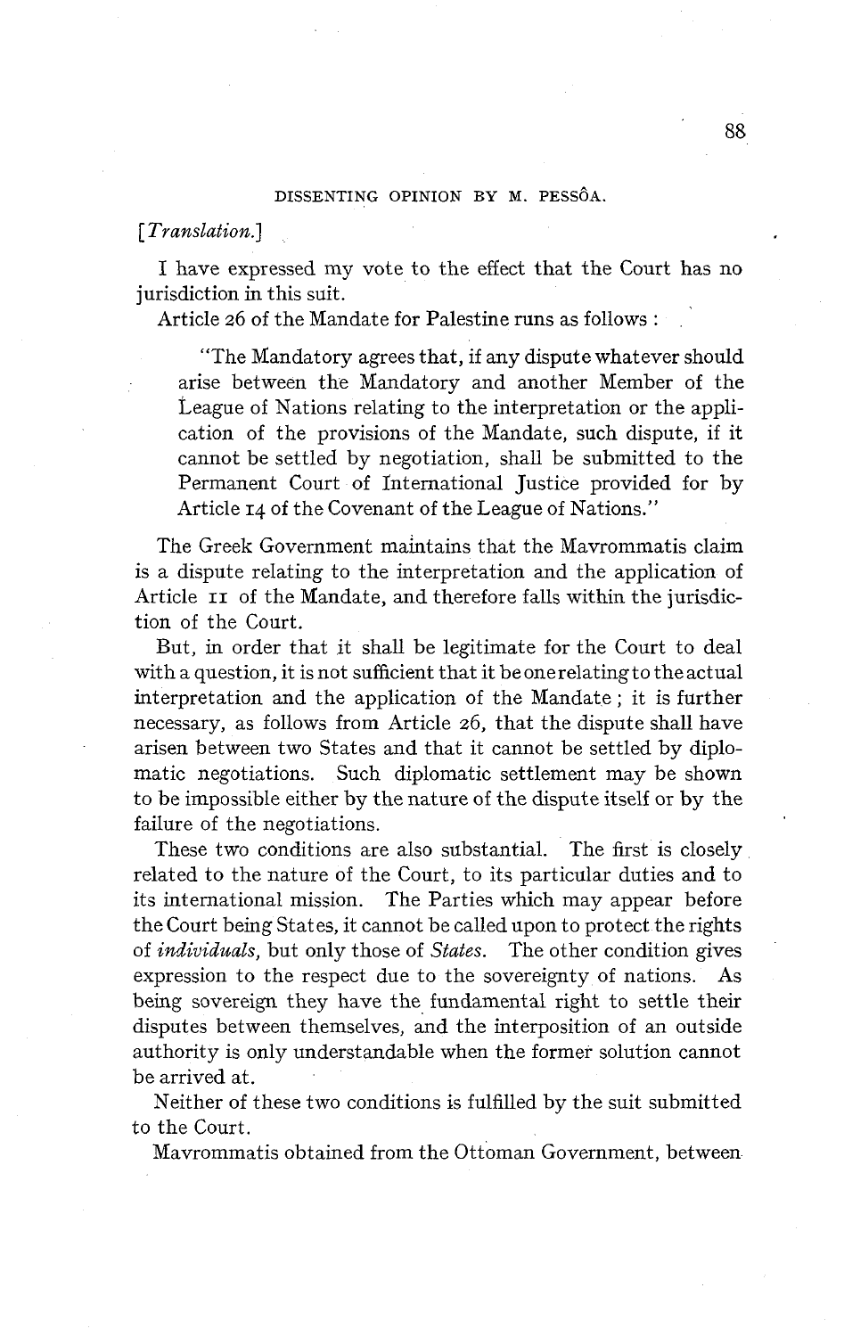## DISSENTING OPINION BY M. PESSÔA.

*[Translation.]*

I have expressed my vote to the effect that the Court has no jurisdiction in this suit.

Article 26 of the Mandate for Palestine runs as follows :

> "The Mandatory agrees that, if any dispute whatever should arise between the Mandatory and another Member of the League of Nations relating to the interpretation or the application of the provisions of the Mandate, such dispute, if it cannot be settled by negotiation, shall be submitted to the Permanent Court of International Justice provided for by Article 14 of the Covenant of the League of Nations."

The Greek Government maintains that the Mavrommatis claim is a dispute relating to the interpretation and the application of Article 11 of the Mandate, and therefore falls within the jurisdiction of the Court.

But, in order that it shall be legitimate for the Court to deal with a question, it is not sufficient that it be one relating to the actual interpretation and the application of the Mandate ; it is further necessary, as follows from Article 26, that the dispute shall have arisen between two States and that it cannot be settled by diplomatic negotiations. Such diplomatic settlement may be shown to be impossible either by the nature of the dispute itself or by the failure of the negotiations.

These two conditions are also substantial. The first is closely related to the nature of the Court, to its particular duties and to its international mission. The Parties which may appear before the Court being States, it cannot be called upon to protect the rights of *individuals,* but only those of *States.* The other condition gives expression to the respect due to the sovereignty of nations. As being sovereign they have the fundamental right to settle their disputes between themselves, and the interposition of an outside authority is only understandable when the former solution cannot be arrived at.

Neither of these two conditions is fulfilled by the suit submitted to the Court.

Mavrommatis obtained from the Ottoman Government, between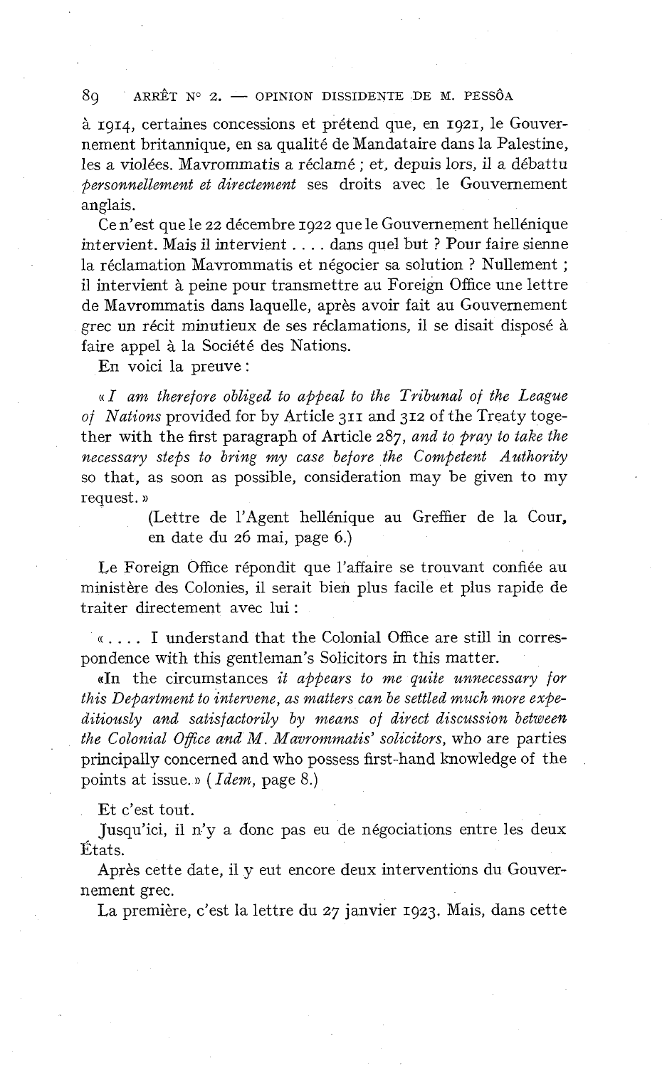à 1914, certaines concessions et prétend que, en 1921, le Gouvernement britannique, en sa qualité de Mandataire dans la Palestine, les a violées. Mavrommatis a réclamé ; et, depuis lors, il a débattu *personnellement et directement* ses droits avec le Gouvernement anglais.

Ce n'est que le 22 décembre 1922 que le Gouvernement hellénique intervient. Mais il intervient .... dans quel but ? Pour faire sienne la réclamation Mavrommatis et négocier sa solution ? Nullement ; il intervient à peine pour transmettre au Foreign Office une lettre de Mavrommatis dans laquelle, après avoir fait au Gouvernement grec un récit minutieux de ses réclamations, il se disait disposé à faire appel à la Société des Nations.

En voici la preuve :

« *I am therefore obliged to appeal to the Tribunal of the League of Nations* provided for by Article 311 and 312 of the Treaty together with the first paragraph of Article 287, *and to pray to take the necessary steps to bring my case before the Competent Authority* so that, as soon as possible, consideration may be given to my request. »

(Lettre de l'Agent hellénique au Greffier de la Cour, en date du 26 mai, page 6.)

Le Foreign Office répondit que l'affaire se trouvant confiée au ministère des Colonies, il serait bien plus facile et plus rapide de traiter directement avec lui :

« .... I understand that the Colonial Office are still in correspondence with this gentleman's Solicitors in this matter.

«In the circumstances *it appears to me quite unnecessary for this Department to intervene, as matters can be settled much more expeditiously and satisfactorily by means of direct discussion between the Colonial Office and M. Mavrommatis' solicitors,* who are parties principally concerned and who possess first-hand knowledge of the points at issue. » (*Idem*, page 8.)

Et c'est tout.

Jusqu'ici, il n'y a donc pas eu de négociations entre les deux États.

Après cette date, il y eut encore deux interventions du Gouvernement grec.

La première, c'est la lettre du 27 janvier 1923. Mais, dans cette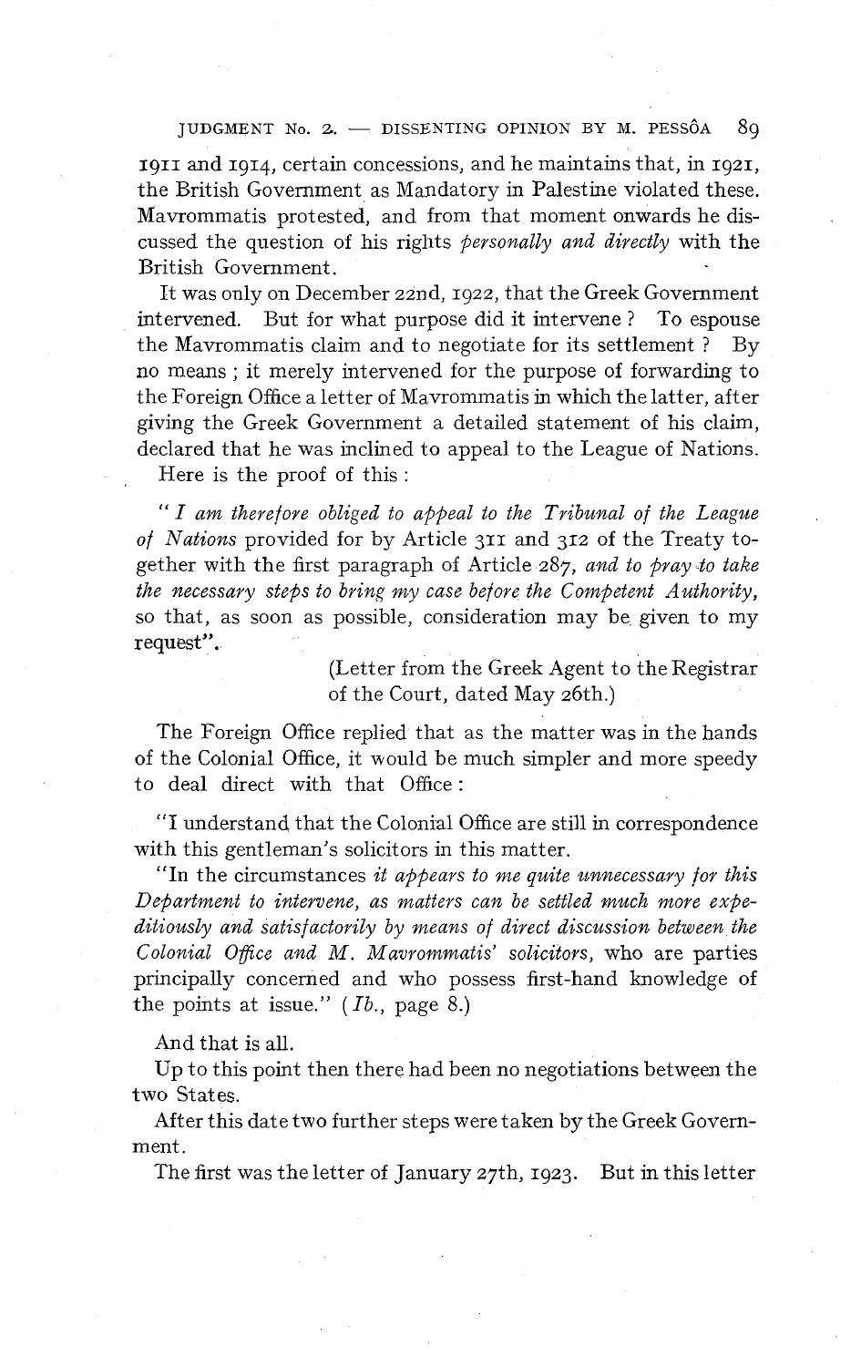1911 and 1914, certain concessions, and he maintains that, in 1921, the British Government as Mandatory in Palestine violated these. Mavrommatis protested, and from that moment onwards he discussed the question of his rights *personally and directly* with the British Government.

It was only on December 22nd, 1922, that the Greek Government intervened. But for what purpose did it intervene? To espouse the Mavrommatis claim and to negotiate for its settlement? By no means; it merely intervened for the purpose of forwarding to the Foreign Office a letter of Mavrommatis in which the latter, after giving the Greek Government a detailed statement of his claim, declared that he was inclined to appeal to the League of Nations. Here is the proof of this:

"*I am therefore obliged to appeal to the Tribunal of the League of Nations* provided for by Article 311 and 312 of the Treaty together with the first paragraph of Article 287, *and to pray to take the necessary steps to bring my case before the Competent Authority*, so that, as soon as possible, consideration may be given to my request".

(Letter from the Greek Agent to the Registrar of the Court, dated May 26th.)

The Foreign Office replied that as the matter was in the hands of the Colonial Office, it would be much simpler and more speedy to deal direct with that Office:

"I understand that the Colonial Office are still in correspondence with this gentleman's solicitors in this matter.

"In the circumstances *it appears to me quite unnecessary for this Department to intervene, as matters can be settled much more expeditiously and satisfactorily by means of direct discussion between the Colonial Office and M. Mavrommatis' solicitors*, who are parties principally concerned and who possess first-hand knowledge of the points at issue." (*Ib.*, page 8.)

And that is all.

Up to this point then there had been no negotiations between the two States.

After this date two further steps were taken by the Greek Government.

The first was the letter of January 27th, 1923. But in this letter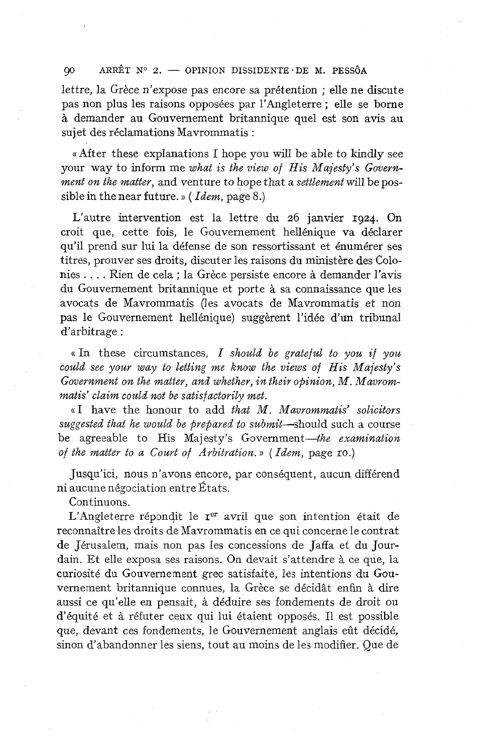lettre, la Grèce n'expose pas encore sa prétention ; elle ne discute pas non plus les raisons opposées par l'Angleterre ; elle se borne à demander au Gouvernement britannique quel est son avis au sujet des réclamations Mavrommatis :

« After these explanations I hope you will be able to kindly see your way to inform me *what is the view of His Majesty's Government on the matter*, and venture to hope that a *settlement* will be possible in the near future. » (*Idem*, page 8.)

L'autre intervention est la lettre du 26 janvier 1924. On croit que, cette fois, le Gouvernement hellénique va déclarer qu'il prend sur lui la défense de son ressortissant et énumérer ses titres, prouver ses droits, discuter les raisons du ministère des Colonies . . . . Rien de cela ; la Grèce persiste encore à demander l'avis du Gouvernement britannique et porte à sa connaissance que les avocats de Mavrommatis (les avocats de Mavrommatis et non pas le Gouvernement hellénique) suggèrent l'idée d'un tribunal d'arbitrage :

« In these circumstances, *I should be grateful to you if you could see your way to letting me know the views of His Majesty's Government on the matter, and whether, in their opinion, M. Mavrommatis' claim could not be satisfactorily met.*

« I have the honour to add *that M. Mavrommatis' solicitors suggested that he would be prepared to submit*—should such a course be agreeable to His Majesty's Government—*the examination of the matter to a Court of Arbitration.* » (*Idem*, page 10.)

Jusqu'ici, nous n'avons encore, par conséquent, aucun différend ni aucune négociation entre États.

Continuons.

L'Angleterre répondit le 1[er] avril que son intention était de reconnaître les droits de Mavrommatis en ce qui concerne le contrat de Jérusalem, mais non pas les concessions de Jaffa et du Jourdain. Et elle exposa ses raisons. On devait s'attendre à ce que, la curiosité du Gouvernement grec satisfaite, les intentions du Gouvernement britannique connues, la Grèce se décidât enfin à dire aussi ce qu'elle en pensait, à déduire ses fondements de droit ou d'équité et à réfuter ceux qui lui étaient opposés. Il est possible que, devant ces fondements, le Gouvernement anglais eût décidé, sinon d'abandonner les siens, tout au moins de les modifier. Que de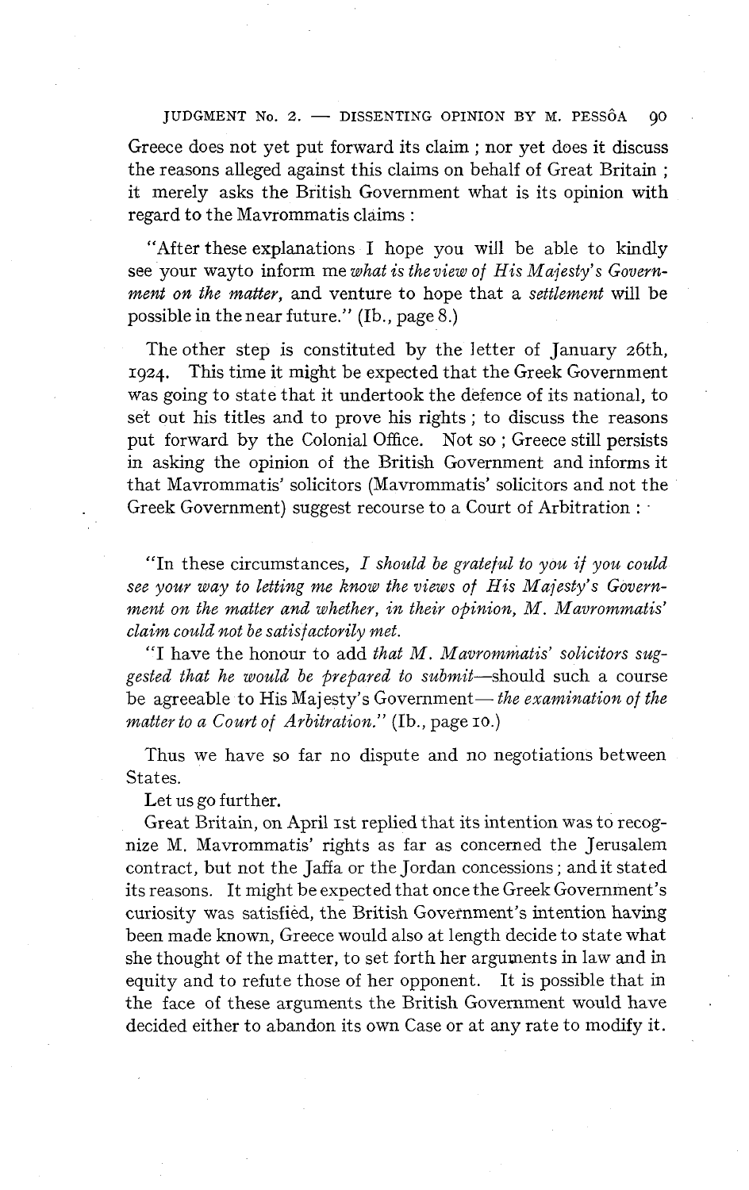Greece does not yet put forward its claim ; nor yet does it discuss the reasons alleged against this claims on behalf of Great Britain ; it merely asks the British Government what is its opinion with regard to the Mavrommatis claims :

> "After these explanations I hope you will be able to kindly see your wayto inform me *what is the view of His Majesty's Government on the matter*, and venture to hope that a *settlement* will be possible in the near future." (Ib., page 8.)

The other step is constituted by the letter of January 26th, 1924. This time it might be expected that the Greek Government was going to state that it undertook the defence of its national, to set out his titles and to prove his rights ; to discuss the reasons put forward by the Colonial Office. Not so ; Greece still persists in asking the opinion of the British Government and informs it that Mavrommatis' solicitors (Mavrommatis' solicitors and not the Greek Government) suggest recourse to a Court of Arbitration :

> "In these circumstances, *I should be grateful to you if you could see your way to letting me know the views of His Majesty's Government on the matter and whether, in their opinion, M. Mavrommatis' claim could not be satisfactorily met.*
>
> "I have the honour to add *that M. Mavrommatis' solicitors suggested that he would be prepared to submit*—should such a course be agreeable to His Majesty's Government—*the examination of the matter to a Court of Arbitration.*" (Ib., page 10.)

Thus we have so far no dispute and no negotiations between States.

Let us go further.

Great Britain, on April 1st replied that its intention was to recognize M. Mavrommatis' rights as far as concerned the Jerusalem contract, but not the Jaffa or the Jordan concessions ; and it stated its reasons. It might be expected that once the Greek Government's curiosity was satisfied, the British Government's intention having been made known, Greece would also at length decide to state what she thought of the matter, to set forth her arguments in law and in equity and to refute those of her opponent. It is possible that in the face of these arguments the British Government would have decided either to abandon its own Case or at any rate to modify it.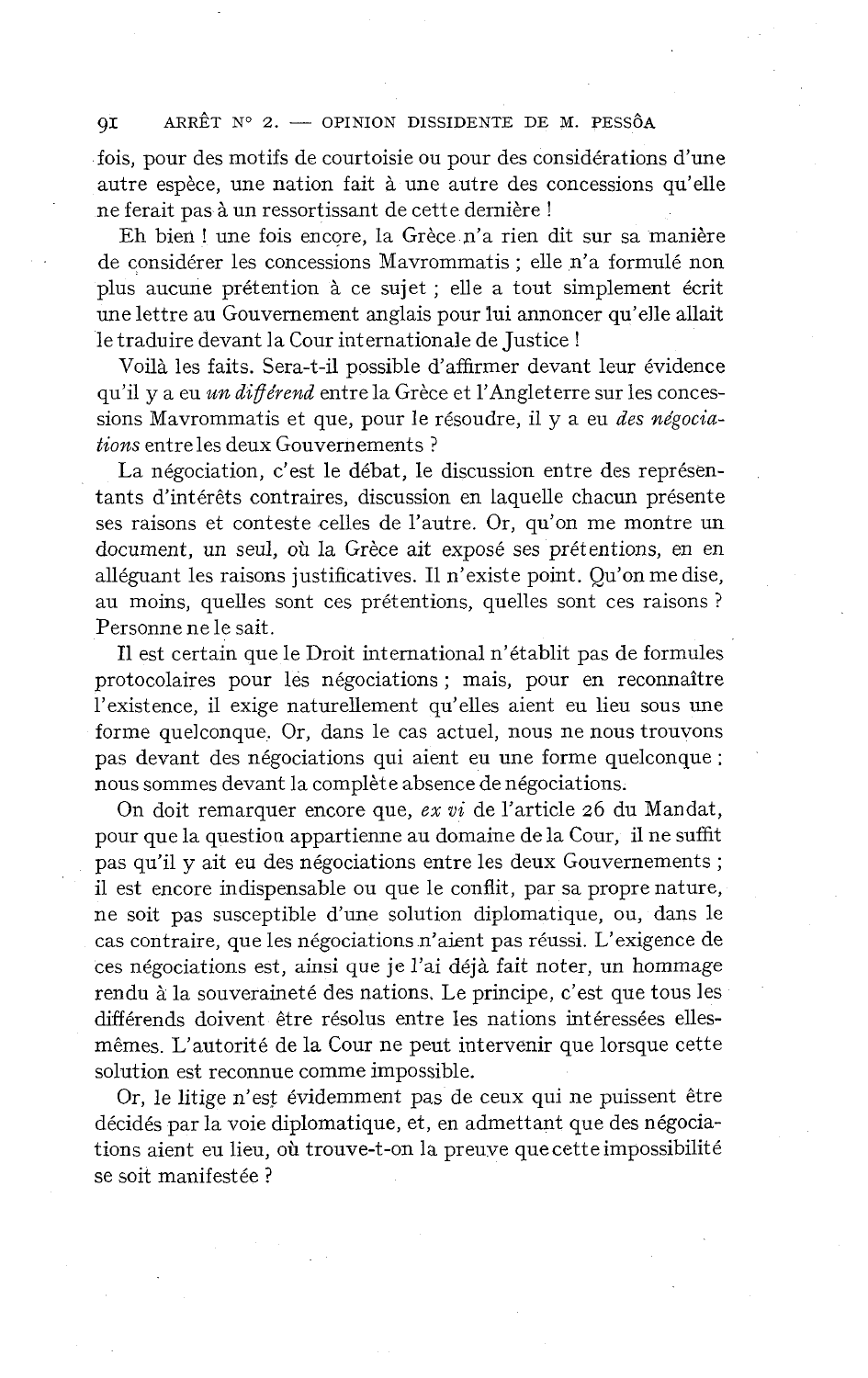fois, pour des motifs de courtoisie ou pour des considérations d'une autre espèce, une nation fait à une autre des concessions qu'elle ne ferait pas à un ressortissant de cette dernière !

Eh bien ! une fois encore, la Grèce n'a rien dit sur sa manière de considérer les concessions Mavrommatis ; elle n'a formulé non plus aucune prétention à ce sujet ; elle a tout simplement écrit une lettre au Gouvernement anglais pour lui annoncer qu'elle allait le traduire devant la Cour internationale de Justice !

Voilà les faits. Sera-t-il possible d'affirmer devant leur évidence qu'il y a eu *un différend* entre la Grèce et l'Angleterre sur les concessions Mavrommatis et que, pour le résoudre, il y a eu *des négociations* entre les deux Gouvernements ?

La négociation, c'est le débat, le discussion entre des représentants d'intérêts contraires, discussion en laquelle chacun présente ses raisons et conteste celles de l'autre. Or, qu'on me montre un document, un seul, où la Grèce ait exposé ses prétentions, en en alléguant les raisons justificatives. Il n'existe point. Qu'on me dise, au moins, quelles sont ces prétentions, quelles sont ces raisons ? Personne ne le sait.

Il est certain que le Droit international n'établit pas de formules protocolaires pour les négociations ; mais, pour en reconnaître l'existence, il exige naturellement qu'elles aient eu lieu sous une forme quelconque. Or, dans le cas actuel, nous ne nous trouvons pas devant des négociations qui aient eu une forme quelconque : nous sommes devant la complète absence de négociations.

On doit remarquer encore que, *ex vi* de l'article 26 du Mandat, pour que la question appartienne au domaine de la Cour, il ne suffit pas qu'il y ait eu des négociations entre les deux Gouvernements ; il est encore indispensable ou que le conflit, par sa propre nature, ne soit pas susceptible d'une solution diplomatique, ou, dans le cas contraire, que les négociations n'aient pas réussi. L'exigence de ces négociations est, ainsi que je l'ai déjà fait noter, un hommage rendu à la souveraineté des nations. Le principe, c'est que tous les différends doivent être résolus entre les nations intéressées elles-mêmes. L'autorité de la Cour ne peut intervenir que lorsque cette solution est reconnue comme impossible.

Or, le litige n'est évidemment pas de ceux qui ne puissent être décidés par la voie diplomatique, et, en admettant que des négociations aient eu lieu, où trouve-t-on la preuve que cette impossibilité se soit manifestée ?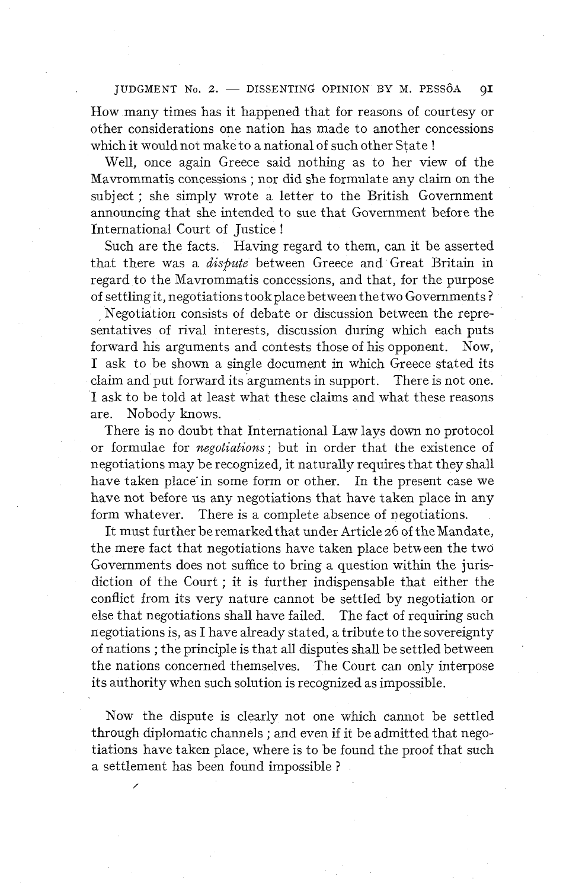How many times has it happened that for reasons of courtesy or other considerations one nation has made to another concessions which it would not make to a national of such other State !

Well, once again Greece said nothing as to her view of the Mavrommatis concessions ; nor did she formulate any claim on the subject ; she simply wrote a letter to the British Government announcing that she intended to sue that Government before the International Court of Justice !

Such are the facts. Having regard to them, can it be asserted that there was a *dispute* between Greece and Great Britain in regard to the Mavrommatis concessions, and that, for the purpose of settling it, negotiations took place between the two Governments ?

Negotiation consists of debate or discussion between the representatives of rival interests, discussion during which each puts forward his arguments and contests those of his opponent. Now, I ask to be shown a single document in which Greece stated its claim and put forward its arguments in support. There is not one. I ask to be told at least what these claims and what these reasons are. Nobody knows.

There is no doubt that International Law lays down no protocol or formulae for *negotiations* ; but in order that the existence of negotiations may be recognized, it naturally requires that they shall have taken place in some form or other. In the present case we have not before us any negotiations that have taken place in any form whatever. There is a complete absence of negotiations.

It must further be remarked that under Article 26 of the Mandate, the mere fact that negotiations have taken place between the two Governments does not suffice to bring a question within the jurisdiction of the Court ; it is further indispensable that either the conflict from its very nature cannot be settled by negotiation or else that negotiations shall have failed. The fact of requiring such negotiations is, as I have already stated, a tribute to the sovereignty of nations ; the principle is that all disputes shall be settled between the nations concerned themselves. The Court can only interpose its authority when such solution is recognized as impossible.

Now the dispute is clearly not one which cannot be settled through diplomatic channels ; and even if it be admitted that negotiations have taken place, where is to be found the proof that such a settlement has been found impossible ?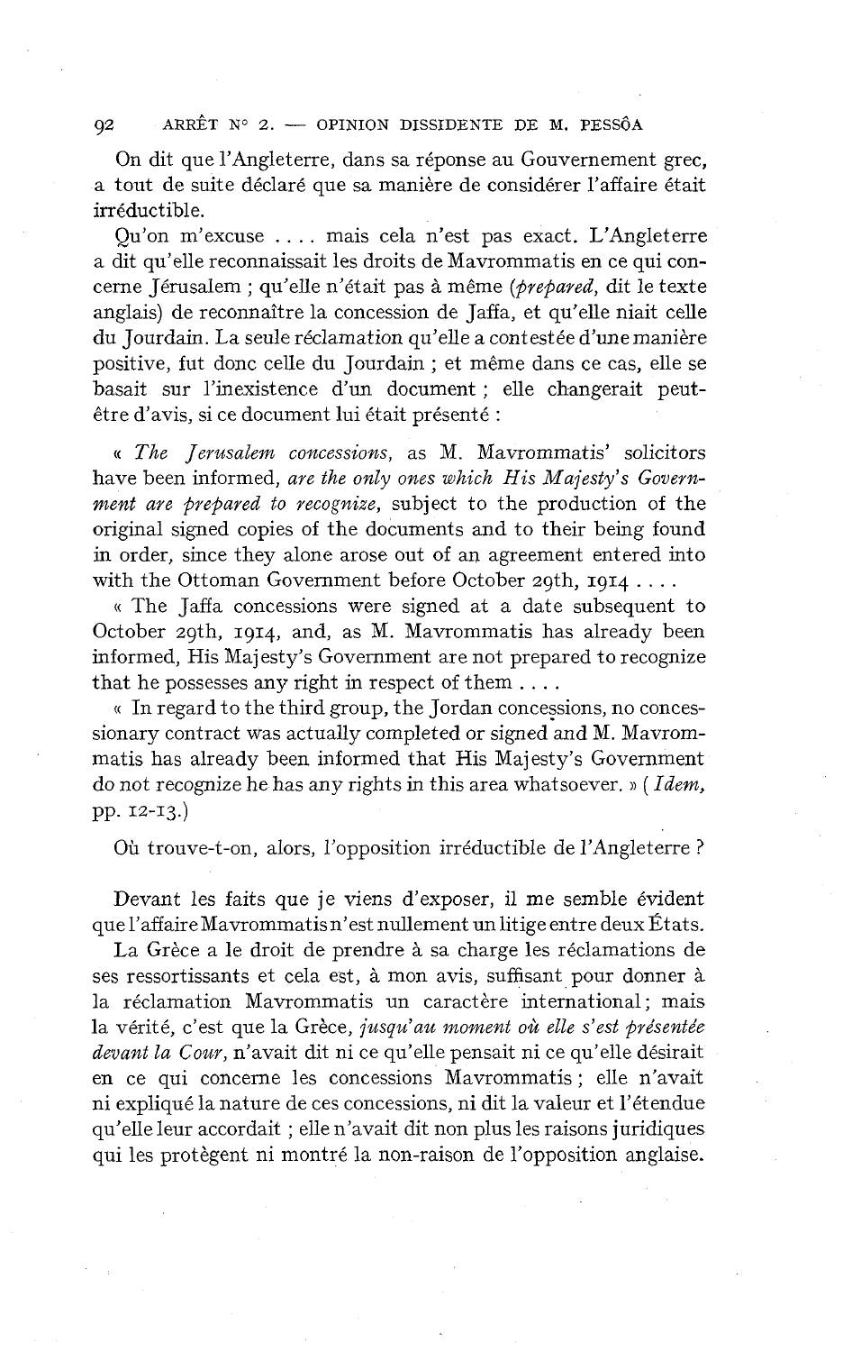On dit que l'Angleterre, dans sa réponse au Gouvernement grec, a tout de suite déclaré que sa manière de considérer l'affaire était irréductible.

Qu'on m'excuse .... mais cela n'est pas exact. L'Angleterre a dit qu'elle reconnaissait les droits de Mavrommatis en ce qui concerne Jérusalem ; qu'elle n'était pas à même (*prepared*, dit le texte anglais) de reconnaître la concession de Jaffa, et qu'elle niait celle du Jourdain. La seule réclamation qu'elle a contestée d'une manière positive, fut donc celle du Jourdain ; et même dans ce cas, elle se basait sur l'inexistence d'un document ; elle changerait peut-être d'avis, si ce document lui était présenté :

« *The Jerusalem concessions*, as M. Mavrommatis' solicitors have been informed, *are the only ones which His Majesty's Government are prepared to recognize*, subject to the production of the original signed copies of the documents and to their being found in order, since they alone arose out of an agreement entered into with the Ottoman Government before October 29th, 1914 ....

« The Jaffa concessions were signed at a date subsequent to October 29th, 1914, and, as M. Mavrommatis has already been informed, His Majesty's Government are not prepared to recognize that he possesses any right in respect of them ....

« In regard to the third group, the Jordan concessions, no concessionary contract was actually completed or signed and M. Mavrommatis has already been informed that His Majesty's Government do not recognize he has any rights in this area whatsoever. » (*Idem*, pp. 12-13.)

Où trouve-t-on, alors, l'opposition irréductible de l'Angleterre ?

Devant les faits que je viens d'exposer, il me semble évident que l'affaire Mavrommatis n'est nullement un litige entre deux États.

La Grèce a le droit de prendre à sa charge les réclamations de ses ressortissants et cela est, à mon avis, suffisant pour donner à la réclamation Mavrommatis un caractère international ; mais la vérité, c'est que la Grèce, *jusqu'au moment où elle s'est présentée devant la Cour*, n'avait dit ni ce qu'elle pensait ni ce qu'elle désirait en ce qui concerne les concessions Mavrommatis ; elle n'avait ni expliqué la nature de ces concessions, ni dit la valeur et l'étendue qu'elle leur accordait ; elle n'avait dit non plus les raisons juridiques qui les protègent ni montré la non-raison de l'opposition anglaise.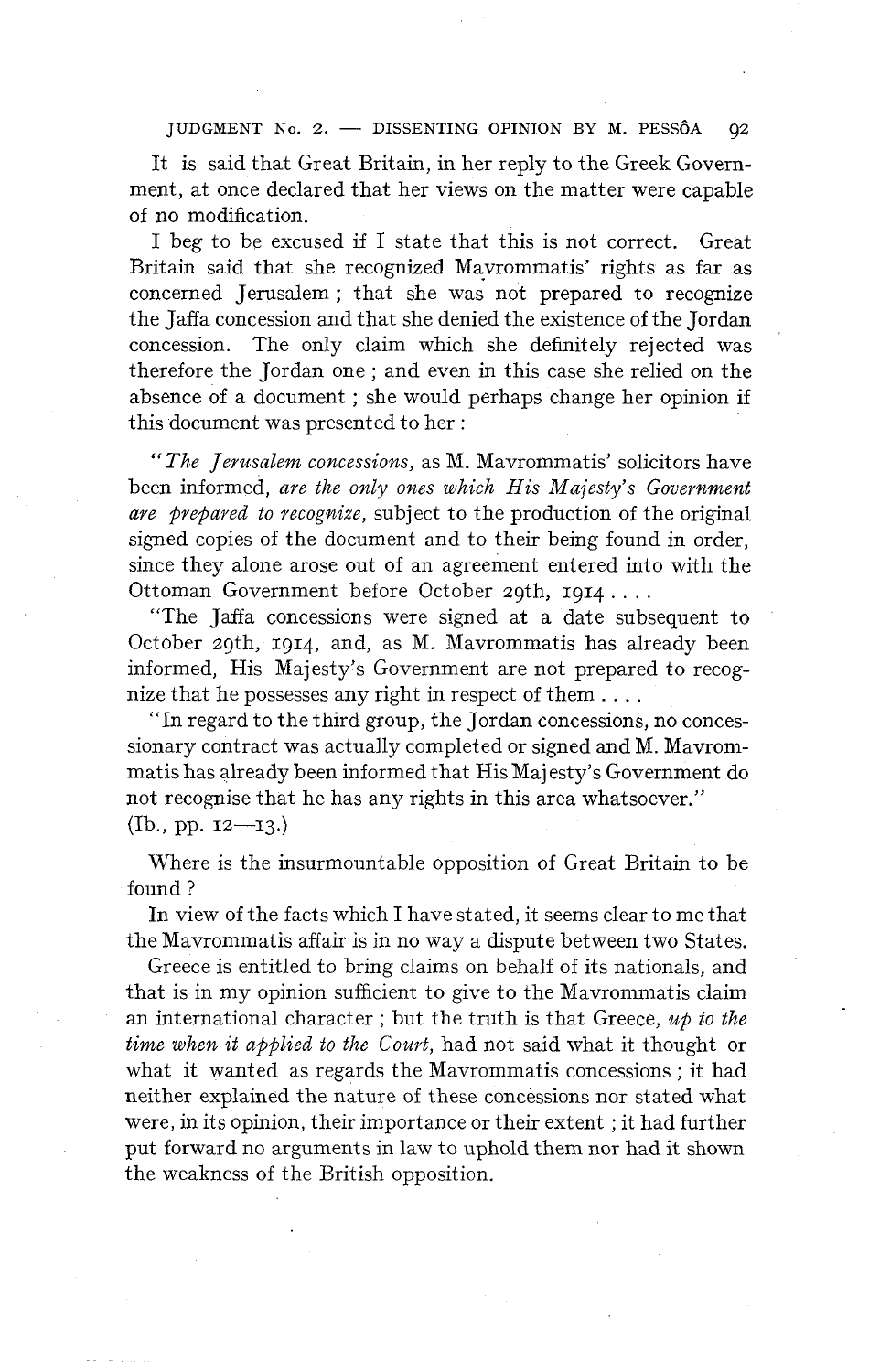It is said that Great Britain, in her reply to the Greek Government, at once declared that her views on the matter were capable of no modification.

I beg to be excused if I state that this is not correct. Great Britain said that she recognized Mavrommatis' rights as far as concerned Jerusalem ; that she was not prepared to recognize the Jaffa concession and that she denied the existence of the Jordan concession. The only claim which she definitely rejected was therefore the Jordan one ; and even in this case she relied on the absence of a document ; she would perhaps change her opinion if this document was presented to her :

"*The Jerusalem concessions,* as M. Mavrommatis' solicitors have been informed, *are the only ones which His Majesty's Government are prepared to recognize,* subject to the production of the original signed copies of the document and to their being found in order, since they alone arose out of an agreement entered into with the Ottoman Government before October 29th, 1914 . . . .

"The Jaffa concessions were signed at a date subsequent to October 29th, 1914, and, as M. Mavrommatis has already been informed, His Majesty's Government are not prepared to recognize that he possesses any right in respect of them . . . .

"In regard to the third group, the Jordan concessions, no concessionary contract was actually completed or signed and M. Mavrommatis has already been informed that His Majesty's Government do not recognise that he has any rights in this area whatsoever." (Ib., pp. 12—13.)

Where is the insurmountable opposition of Great Britain to be found ?

In view of the facts which I have stated, it seems clear to me that the Mavrommatis affair is in no way a dispute between two States.

Greece is entitled to bring claims on behalf of its nationals, and that is in my opinion sufficient to give to the Mavrommatis claim an international character ; but the truth is that Greece, *up to the time when it applied to the Court,* had not said what it thought or what it wanted as regards the Mavrommatis concessions ; it had neither explained the nature of these concessions nor stated what were, in its opinion, their importance or their extent ; it had further put forward no arguments in law to uphold them nor had it shown the weakness of the British opposition.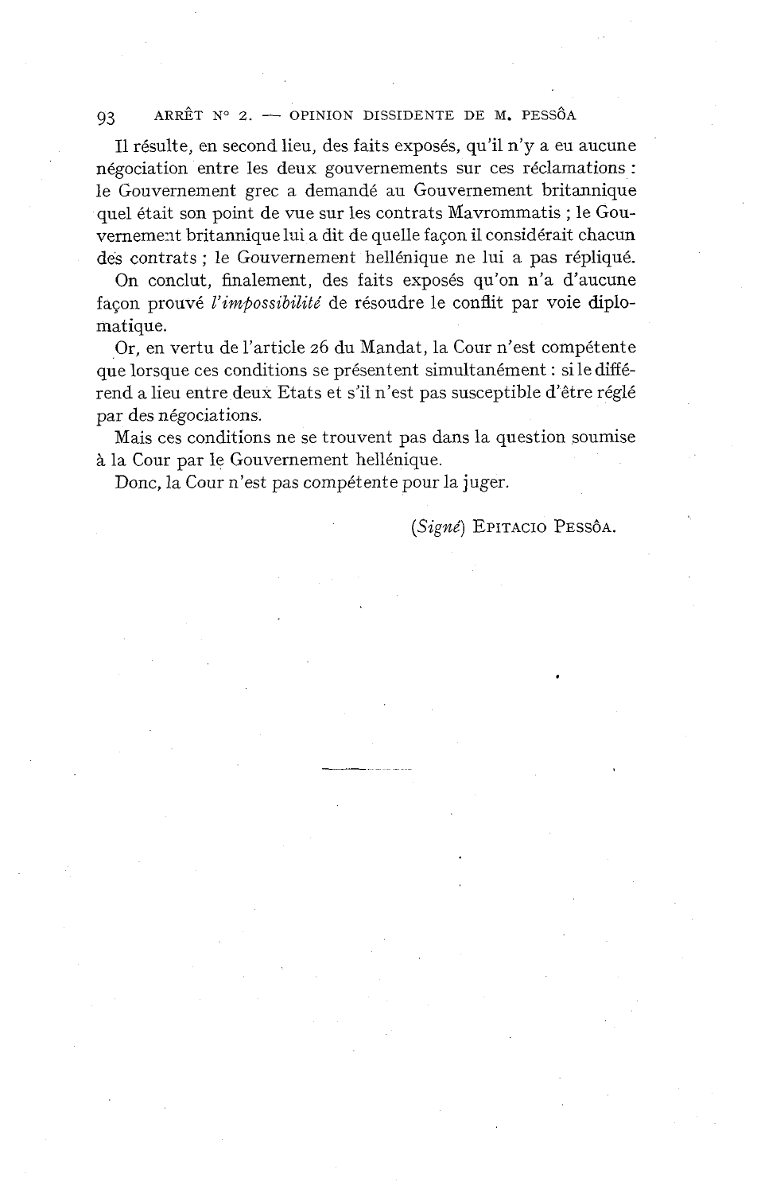Il résulte, en second lieu, des faits exposés, qu'il n'y a eu aucune négociation entre les deux gouvernements sur ces réclamations : le Gouvernement grec a demandé au Gouvernement britannique quel était son point de vue sur les contrats Mavrommatis ; le Gouvernement britannique lui a dit de quelle façon il considérait chacun des contrats ; le Gouvernement hellénique ne lui a pas répliqué.

On conclut, finalement, des faits exposés qu'on n'a d'aucune façon prouvé *l'impossibilité* de résoudre le conflit par voie diplomatique.

Or, en vertu de l'article 26 du Mandat, la Cour n'est compétente que lorsque ces conditions se présentent simultanément : si le différend a lieu entre deux Etats et s'il n'est pas susceptible d'être réglé par des négociations.

Mais ces conditions ne se trouvent pas dans la question soumise à la Cour par le Gouvernement hellénique.

Donc, la Cour n'est pas compétente pour la juger.

(*Signé*) EPITACIO PESSÔA.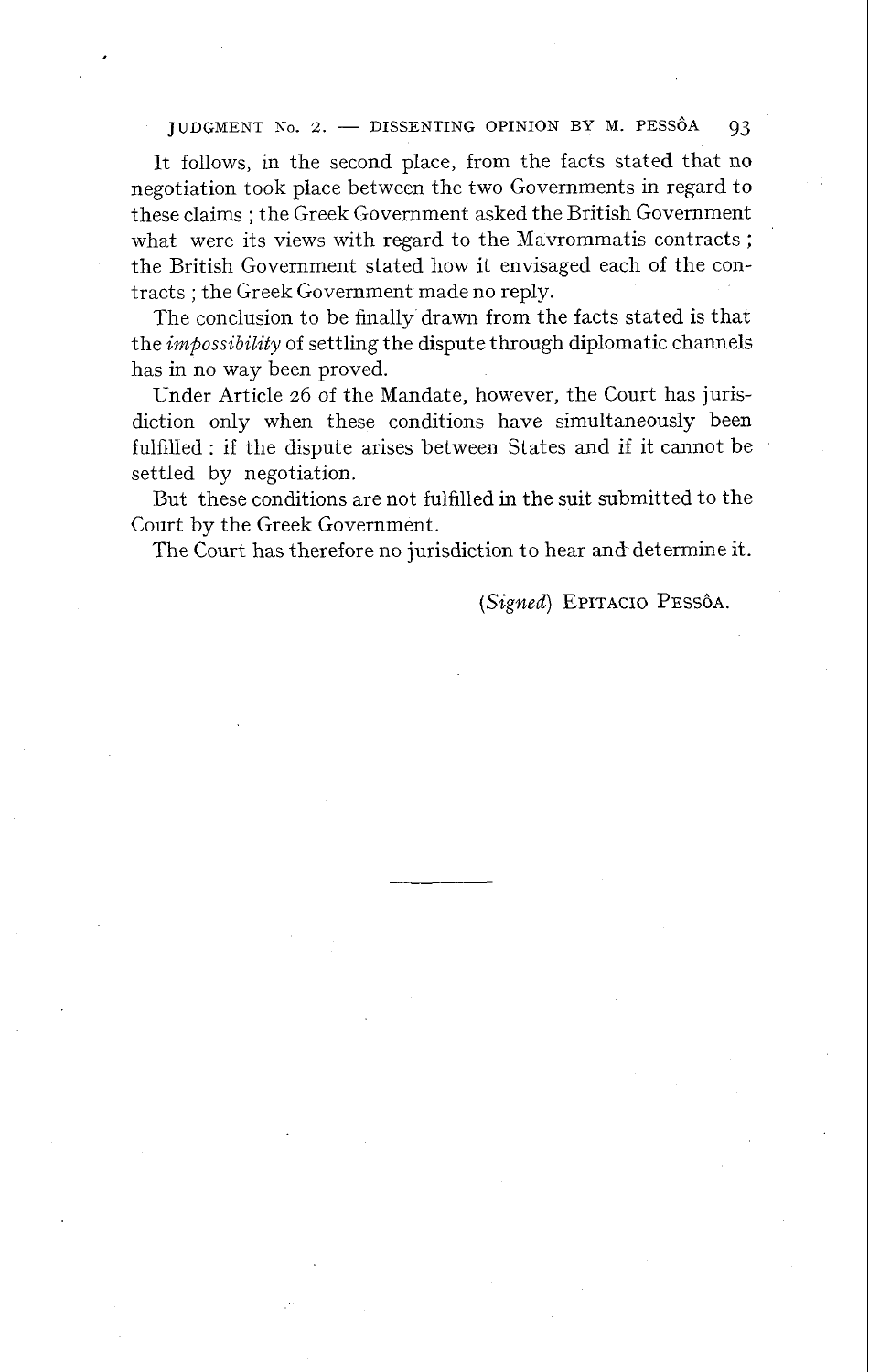It follows, in the second place, from the facts stated that no negotiation took place between the two Governments in regard to these claims ; the Greek Government asked the British Government what were its views with regard to the Mavrommatis contracts ; the British Government stated how it envisaged each of the contracts ; the Greek Government made no reply.

The conclusion to be finally drawn from the facts stated is that the *impossibility* of settling the dispute through diplomatic channels has in no way been proved.

Under Article 26 of the Mandate, however, the Court has jurisdiction only when these conditions have simultaneously been fulfilled : if the dispute arises between States and if it cannot be settled by negotiation.

But these conditions are not fulfilled in the suit submitted to the Court by the Greek Government.

The Court has therefore no jurisdiction to hear and determine it.

(*Signed*) EPITACIO PESSÔA.